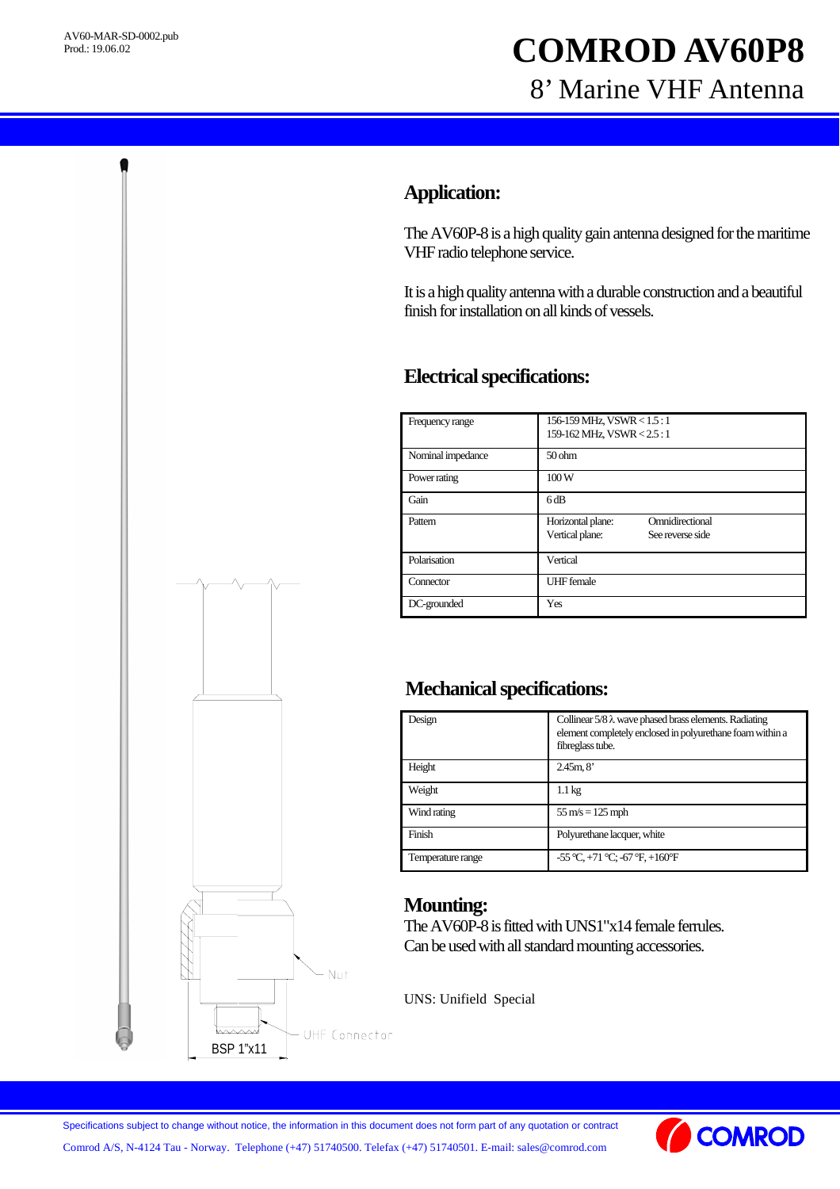AV60-MAR-SD-0002.pub
Prod.: 19.06.02

# COMROD AV60P8

## 8' Marine VHF Antenna

## Application:

The AV60P-8 is a high quality gain antenna designed for the maritime VHF radio telephone service.

It is a high quality antenna with a durable construction and a beautiful finish for installation on all kinds of vessels.

## Electrical specifications:

| | |
|---|---|
| Frequency range | 156-159 MHz, VSWR < 1.5 : 1<br>159-162 MHz, VSWR < 2.5 : 1 |
| Nominal impedance | 50 ohm |
| Power rating | 100 W |
| Gain | 6 dB |
| Pattern | Horizontal plane: Omnidirectional<br>Vertical plane: See reverse side |
| Polarisation | Vertical |
| Connector | UHF female |
| DC-grounded | Yes |

## Mechanical specifications:

| | |
|---|---|
| Design | Collinear 5/8 λ wave phased brass elements. Radiating element completely enclosed in polyurethane foam within a fibreglass tube. |
| Height | 2.45m, 8' |
| Weight | 1.1 kg |
| Wind rating | 55 m/s = 125 mph |
| Finish | Polyurethane lacquer, white |
| Temperature range | -55 °C, +71 °C; -67 °F, +160°F |

## Mounting:

The AV60P-8 is fitted with UNS1"x14 female ferrules.
Can be used with all standard mounting accessories.

UNS: Unifield Special

Nut

UHF Connector

BSP 1"x11

Specifications subject to change without notice, the information in this document does not form part of any quotation or contract

Comrod A/S, N-4124 Tau - Norway. Telephone (+47) 51740500. Telefax (+47) 51740501. E-mail: sales@comrod.com

COMROD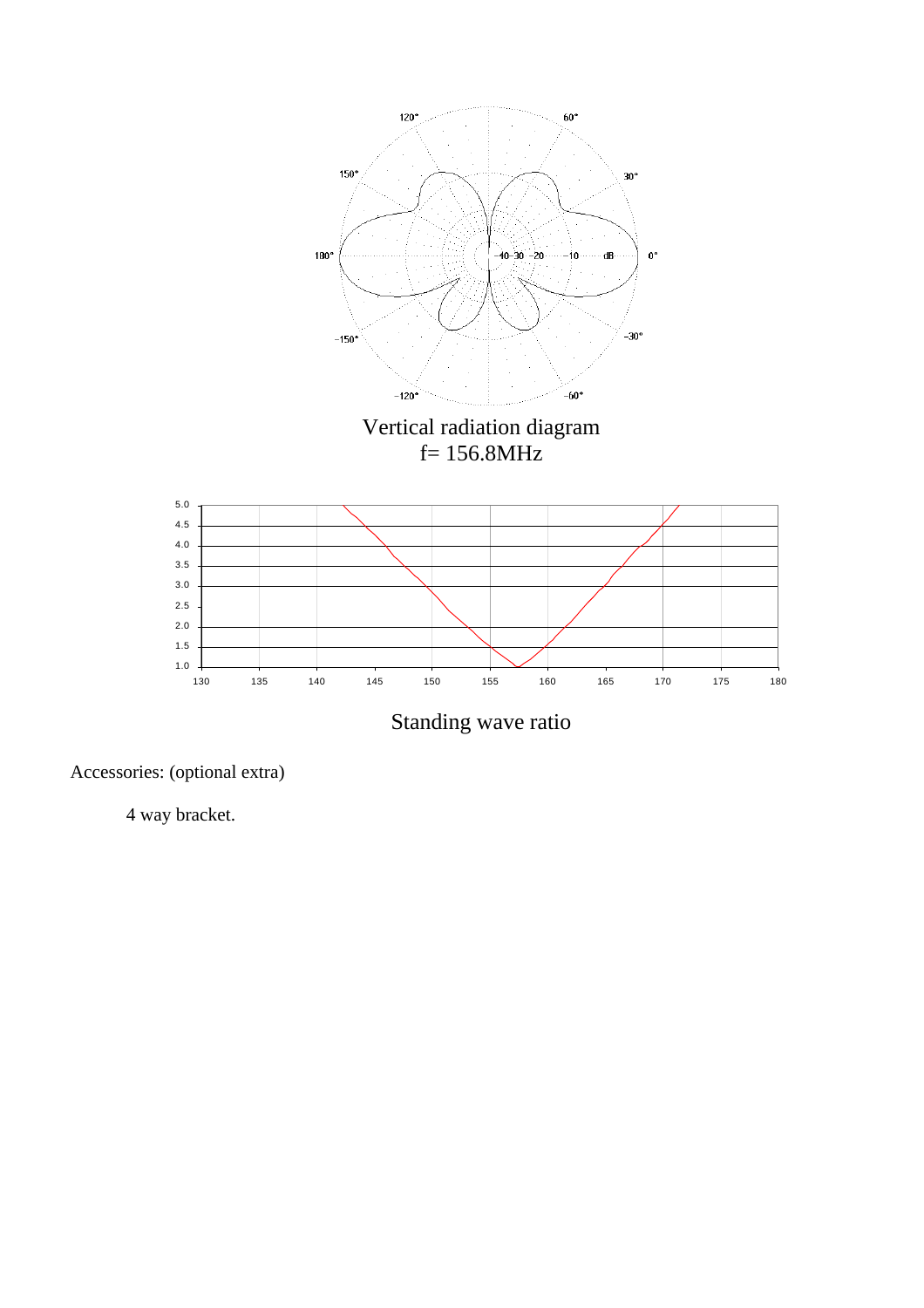120° 60°

150° 30°

180° −40 −30 −20 −10 dB 0°

−150° −30°

−120° −60°

Vertical radiation diagram
f= 156.8MHz

5.0
4.5
4.0
3.5
3.0
2.5
2.0
1.5
1.0

130 135 140 145 150 155 160 165 170 175 180

Standing wave ratio

Accessories: (optional extra)

4 way bracket.